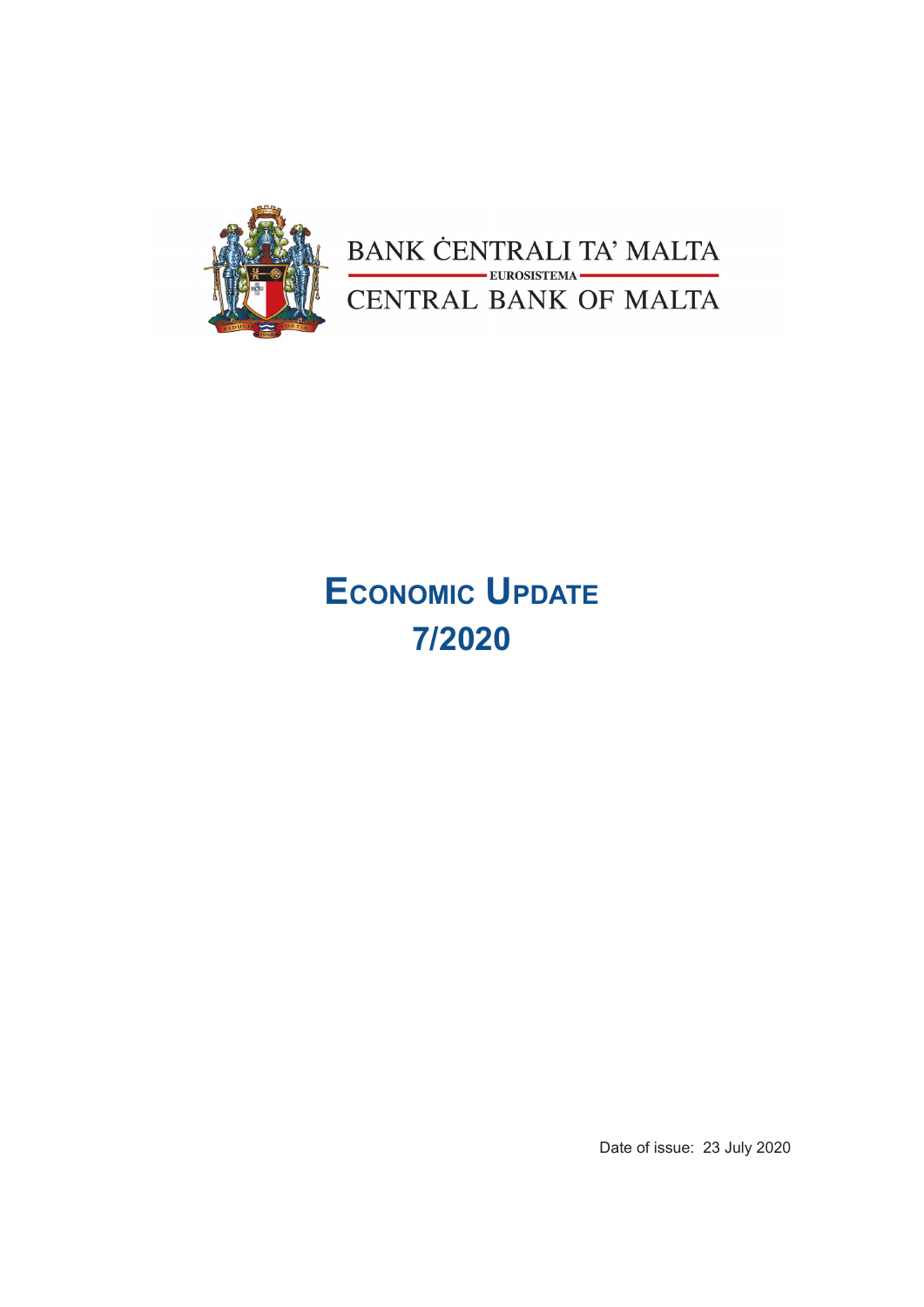BANK ĊENTRALI TA' MALTA

EUROSISTEMA

CENTRAL BANK OF MALTA

# Economic Update 7/2020

Date of issue: 23 July 2020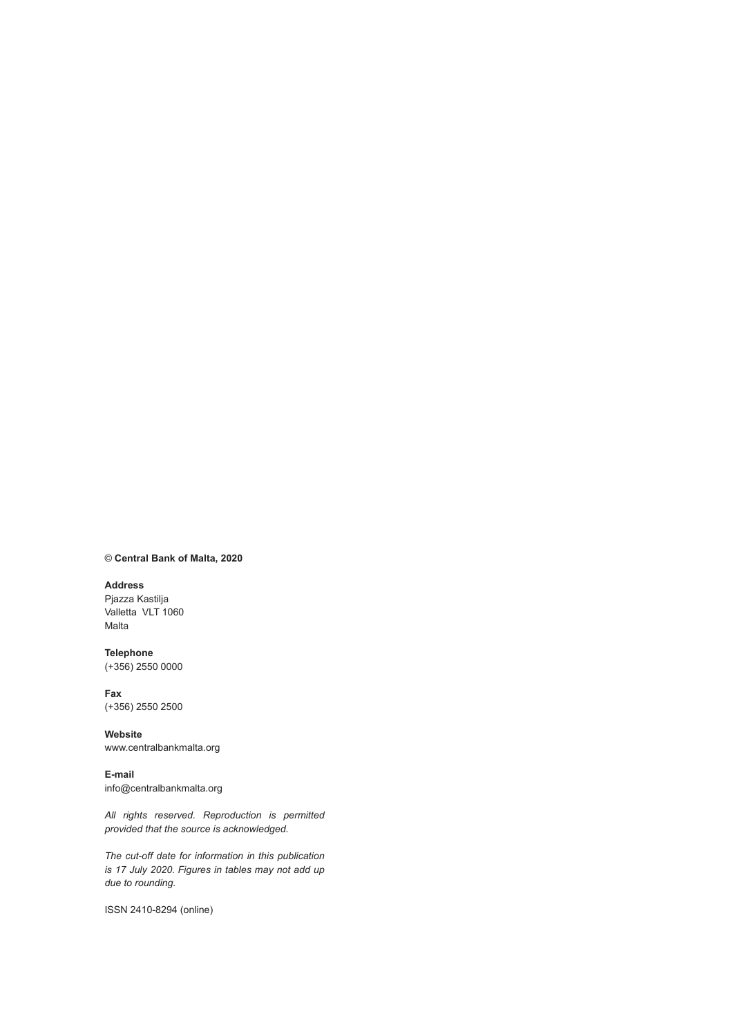**© Central Bank of Malta, 2020**

**Address**
Pjazza Kastilja
Valletta VLT 1060
Malta

**Telephone**
(+356) 2550 0000

**Fax**
(+356) 2550 2500

**Website**
www.centralbankmalta.org

**E-mail**
info@centralbankmalta.org

*All rights reserved. Reproduction is permitted provided that the source is acknowledged.*

*The cut-off date for information in this publication is 17 July 2020. Figures in tables may not add up due to rounding.*

ISSN 2410-8294 (online)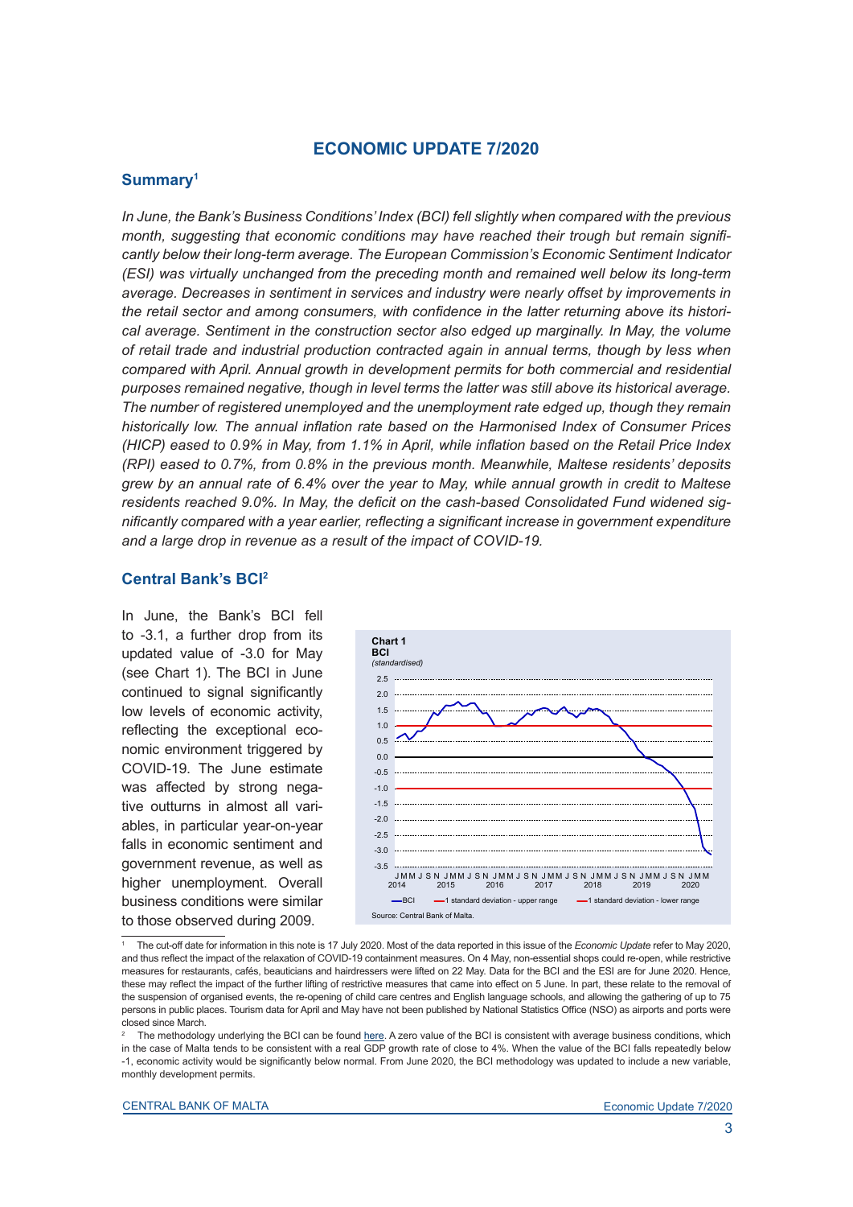## ECONOMIC UPDATE 7/2020

### Summary[1]

*In June, the Bank's Business Conditions' Index (BCI) fell slightly when compared with the previous month, suggesting that economic conditions may have reached their trough but remain significantly below their long-term average. The European Commission's Economic Sentiment Indicator (ESI) was virtually unchanged from the preceding month and remained well below its long-term average. Decreases in sentiment in services and industry were nearly offset by improvements in the retail sector and among consumers, with confidence in the latter returning above its historical average. Sentiment in the construction sector also edged up marginally. In May, the volume of retail trade and industrial production contracted again in annual terms, though by less when compared with April. Annual growth in development permits for both commercial and residential purposes remained negative, though in level terms the latter was still above its historical average. The number of registered unemployed and the unemployment rate edged up, though they remain historically low. The annual inflation rate based on the Harmonised Index of Consumer Prices (HICP) eased to 0.9% in May, from 1.1% in April, while inflation based on the Retail Price Index (RPI) eased to 0.7%, from 0.8% in the previous month. Meanwhile, Maltese residents' deposits grew by an annual rate of 6.4% over the year to May, while annual growth in credit to Maltese residents reached 9.0%. In May, the deficit on the cash-based Consolidated Fund widened significantly compared with a year earlier, reflecting a significant increase in government expenditure and a large drop in revenue as a result of the impact of COVID-19.*

### Central Bank's BCI[2]

In June, the Bank's BCI fell to -3.1, a further drop from its updated value of -3.0 for May (see Chart 1). The BCI in June continued to signal significantly low levels of economic activity, reflecting the exceptional economic environment triggered by COVID-19. The June estimate was affected by strong negative outturns in almost all variables, in particular year-on-year falls in economic sentiment and government revenue, as well as higher unemployment. Overall business conditions were similar to those observed during 2009.

**Chart 1**
**BCI**
*(standardised)*

Source: Central Bank of Malta.

[1] The cut-off date for information in this note is 17 July 2020. Most of the data reported in this issue of the *Economic Update* refer to May 2020, and thus reflect the impact of the relaxation of COVID-19 containment measures. On 4 May, non-essential shops could re-open, while restrictive measures for restaurants, cafés, beauticians and hairdressers were lifted on 22 May. Data for the BCI and the ESI are for June 2020. Hence, these may reflect the impact of the further lifting of restrictive measures that came into effect on 5 June. In part, these relate to the removal of the suspension of organised events, the re-opening of child care centres and English language schools, and allowing the gathering of up to 75 persons in public places. Tourism data for April and May have not been published by National Statistics Office (NSO) as airports and ports were closed since March.

[2] The methodology underlying the BCI can be found here. A zero value of the BCI is consistent with average business conditions, which in the case of Malta tends to be consistent with a real GDP growth rate of close to 4%. When the value of the BCI falls repeatedly below -1, economic activity would be significantly below normal. From June 2020, the BCI methodology was updated to include a new variable, monthly development permits.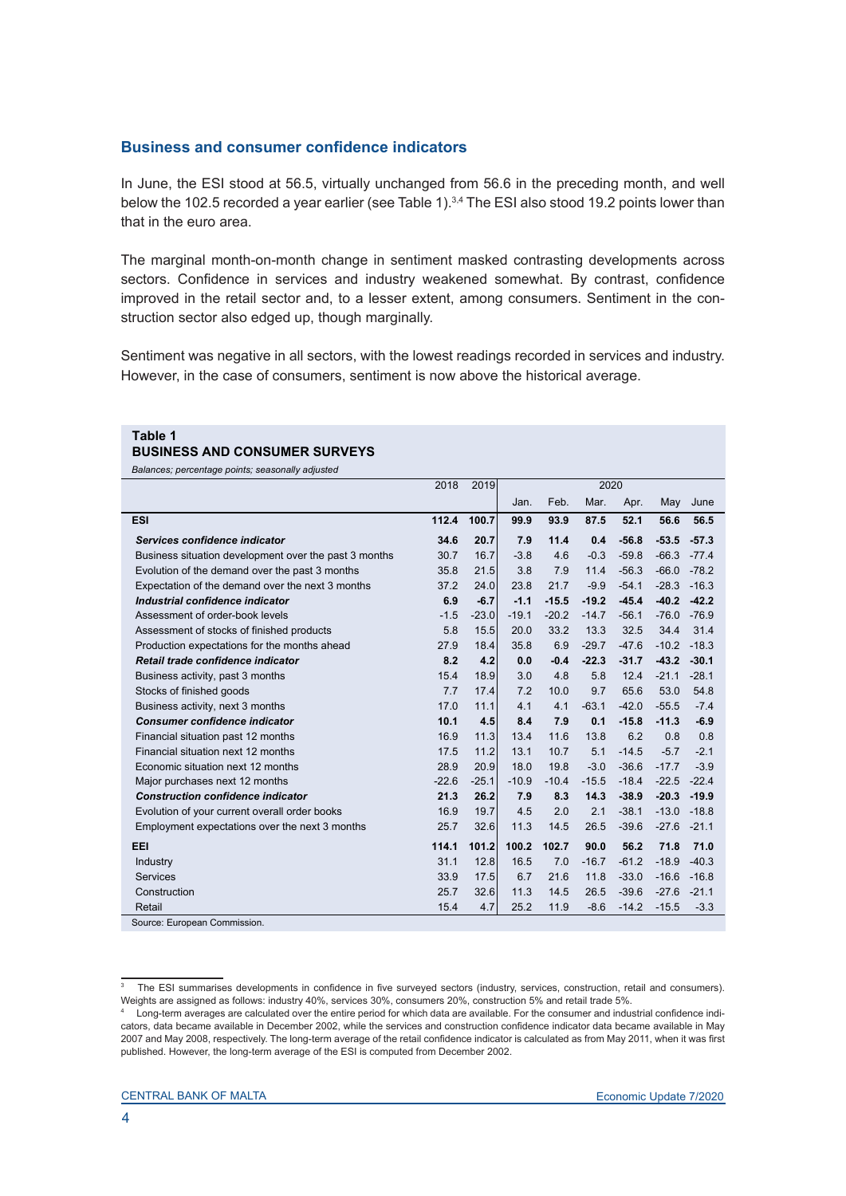## Business and consumer confidence indicators

In June, the ESI stood at 56.5, virtually unchanged from 56.6 in the preceding month, and well below the 102.5 recorded a year earlier (see Table 1).[3,4] The ESI also stood 19.2 points lower than that in the euro area.

The marginal month-on-month change in sentiment masked contrasting developments across sectors. Confidence in services and industry weakened somewhat. By contrast, confidence improved in the retail sector and, to a lesser extent, among consumers. Sentiment in the construction sector also edged up, though marginally.

Sentiment was negative in all sectors, with the lowest readings recorded in services and industry. However, in the case of consumers, sentiment is now above the historical average.

**Table 1**
**BUSINESS AND CONSUMER SURVEYS**
*Balances; percentage points; seasonally adjusted*

| | 2018 | 2019 | 2020 | | | | | |
|---|---|---|---|---|---|---|---|---|
| | | | Jan. | Feb. | Mar. | Apr. | May | June |
| **ESI** | **112.4** | **100.7** | **99.9** | **93.9** | **87.5** | **52.1** | **56.6** | **56.5** |
| ***Services confidence indicator*** | **34.6** | **20.7** | **7.9** | **11.4** | **0.4** | **-56.8** | **-53.5** | **-57.3** |
| Business situation development over the past 3 months | 30.7 | 16.7 | -3.8 | 4.6 | -0.3 | -59.8 | -66.3 | -77.4 |
| Evolution of the demand over the past 3 months | 35.8 | 21.5 | 3.8 | 7.9 | 11.4 | -56.3 | -66.0 | -78.2 |
| Expectation of the demand over the next 3 months | 37.2 | 24.0 | 23.8 | 21.7 | -9.9 | -54.1 | -28.3 | -16.3 |
| ***Industrial confidence indicator*** | **6.9** | **-6.7** | **-1.1** | **-15.5** | **-19.2** | **-45.4** | **-40.2** | **-42.2** |
| Assessment of order-book levels | -1.5 | -23.0 | -19.1 | -20.2 | -14.7 | -56.1 | -76.0 | -76.9 |
| Assessment of stocks of finished products | 5.8 | 15.5 | 20.0 | 33.2 | 13.3 | 32.5 | 34.4 | 31.4 |
| Production expectations for the months ahead | 27.9 | 18.4 | 35.8 | 6.9 | -29.7 | -47.6 | -10.2 | -18.3 |
| ***Retail trade confidence indicator*** | **8.2** | **4.2** | **0.0** | **-0.4** | **-22.3** | **-31.7** | **-43.2** | **-30.1** |
| Business activity, past 3 months | 15.4 | 18.9 | 3.0 | 4.8 | 5.8 | 12.4 | -21.1 | -28.1 |
| Stocks of finished goods | 7.7 | 17.4 | 7.2 | 10.0 | 9.7 | 65.6 | 53.0 | 54.8 |
| Business activity, next 3 months | 17.0 | 11.1 | 4.1 | 4.1 | -63.1 | -42.0 | -55.5 | -7.4 |
| ***Consumer confidence indicator*** | **10.1** | **4.5** | **8.4** | **7.9** | **0.1** | **-15.8** | **-11.3** | **-6.9** |
| Financial situation past 12 months | 16.9 | 11.3 | 13.4 | 11.6 | 13.8 | 6.2 | 0.8 | 0.8 |
| Financial situation next 12 months | 17.5 | 11.2 | 13.1 | 10.7 | 5.1 | -14.5 | -5.7 | -2.1 |
| Economic situation next 12 months | 28.9 | 20.9 | 18.0 | 19.8 | -3.0 | -36.6 | -17.7 | -3.9 |
| Major purchases next 12 months | -22.6 | -25.1 | -10.9 | -10.4 | -15.5 | -18.4 | -22.5 | -22.4 |
| ***Construction confidence indicator*** | **21.3** | **26.2** | **7.9** | **8.3** | **14.3** | **-38.9** | **-20.3** | **-19.9** |
| Evolution of your current overall order books | 16.9 | 19.7 | 4.5 | 2.0 | 2.1 | -38.1 | -13.0 | -18.8 |
| Employment expectations over the next 3 months | 25.7 | 32.6 | 11.3 | 14.5 | 26.5 | -39.6 | -27.6 | -21.1 |
| **EEI** | **114.1** | **101.2** | **100.2** | **102.7** | **90.0** | **56.2** | **71.8** | **71.0** |
| Industry | 31.1 | 12.8 | 16.5 | 7.0 | -16.7 | -61.2 | -18.9 | -40.3 |
| Services | 33.9 | 17.5 | 6.7 | 21.6 | 11.8 | -33.0 | -16.6 | -16.8 |
| Construction | 25.7 | 32.6 | 11.3 | 14.5 | 26.5 | -39.6 | -27.6 | -21.1 |
| Retail | 15.4 | 4.7 | 25.2 | 11.9 | -8.6 | -14.2 | -15.5 | -3.3 |

Source: European Commission.

[3] The ESI summarises developments in confidence in five surveyed sectors (industry, services, construction, retail and consumers). Weights are assigned as follows: industry 40%, services 30%, consumers 20%, construction 5% and retail trade 5%.

[4] Long-term averages are calculated over the entire period for which data are available. For the consumer and industrial confidence indicators, data became available in December 2002, while the services and construction confidence indicator data became available in May 2007 and May 2008, respectively. The long-term average of the retail confidence indicator is calculated as from May 2011, when it was first published. However, the long-term average of the ESI is computed from December 2002.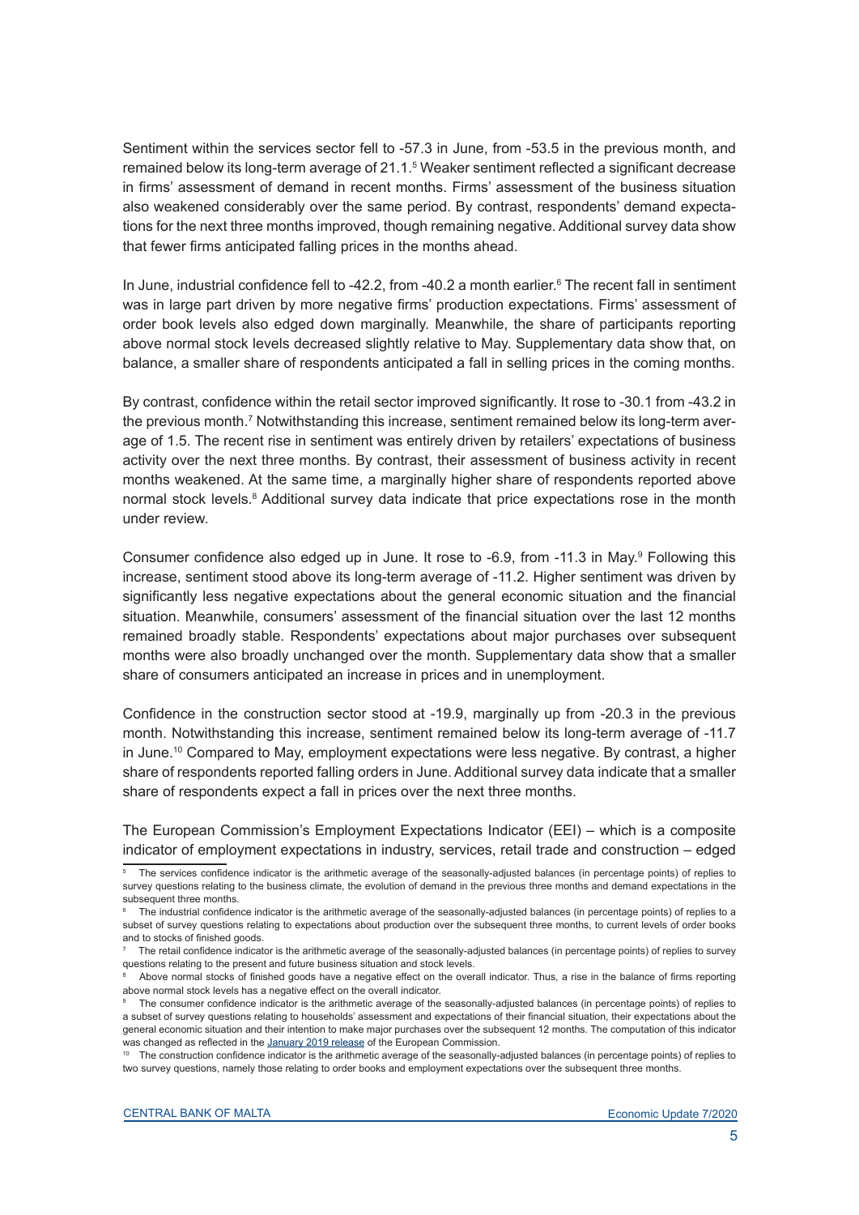Sentiment within the services sector fell to -57.3 in June, from -53.5 in the previous month, and remained below its long-term average of 21.1.[5] Weaker sentiment reflected a significant decrease in firms' assessment of demand in recent months. Firms' assessment of the business situation also weakened considerably over the same period. By contrast, respondents' demand expectations for the next three months improved, though remaining negative. Additional survey data show that fewer firms anticipated falling prices in the months ahead.

In June, industrial confidence fell to -42.2, from -40.2 a month earlier.[6] The recent fall in sentiment was in large part driven by more negative firms' production expectations. Firms' assessment of order book levels also edged down marginally. Meanwhile, the share of participants reporting above normal stock levels decreased slightly relative to May. Supplementary data show that, on balance, a smaller share of respondents anticipated a fall in selling prices in the coming months.

By contrast, confidence within the retail sector improved significantly. It rose to -30.1 from -43.2 in the previous month.[7] Notwithstanding this increase, sentiment remained below its long-term average of 1.5. The recent rise in sentiment was entirely driven by retailers' expectations of business activity over the next three months. By contrast, their assessment of business activity in recent months weakened. At the same time, a marginally higher share of respondents reported above normal stock levels.[8] Additional survey data indicate that price expectations rose in the month under review.

Consumer confidence also edged up in June. It rose to -6.9, from -11.3 in May.[9] Following this increase, sentiment stood above its long-term average of -11.2. Higher sentiment was driven by significantly less negative expectations about the general economic situation and the financial situation. Meanwhile, consumers' assessment of the financial situation over the last 12 months remained broadly stable. Respondents' expectations about major purchases over subsequent months were also broadly unchanged over the month. Supplementary data show that a smaller share of consumers anticipated an increase in prices and in unemployment.

Confidence in the construction sector stood at -19.9, marginally up from -20.3 in the previous month. Notwithstanding this increase, sentiment remained below its long-term average of -11.7 in June.[10] Compared to May, employment expectations were less negative. By contrast, a higher share of respondents reported falling orders in June. Additional survey data indicate that a smaller share of respondents expect a fall in prices over the next three months.

The European Commission's Employment Expectations Indicator (EEI) – which is a composite indicator of employment expectations in industry, services, retail trade and construction – edged

---

[5] The services confidence indicator is the arithmetic average of the seasonally-adjusted balances (in percentage points) of replies to survey questions relating to the business climate, the evolution of demand in the previous three months and demand expectations in the subsequent three months.

[6] The industrial confidence indicator is the arithmetic average of the seasonally-adjusted balances (in percentage points) of replies to a subset of survey questions relating to expectations about production over the subsequent three months, to current levels of order books and to stocks of finished goods.

[7] The retail confidence indicator is the arithmetic average of the seasonally-adjusted balances (in percentage points) of replies to survey questions relating to the present and future business situation and stock levels.

[8] Above normal stocks of finished goods have a negative effect on the overall indicator. Thus, a rise in the balance of firms reporting above normal stock levels has a negative effect on the overall indicator.

[9] The consumer confidence indicator is the arithmetic average of the seasonally-adjusted balances (in percentage points) of replies to a subset of survey questions relating to households' assessment and expectations of their financial situation, their expectations about the general economic situation and their intention to make major purchases over the subsequent 12 months. The computation of this indicator was changed as reflected in the January 2019 release of the European Commission.

[10] The construction confidence indicator is the arithmetic average of the seasonally-adjusted balances (in percentage points) of replies to two survey questions, namely those relating to order books and employment expectations over the subsequent three months.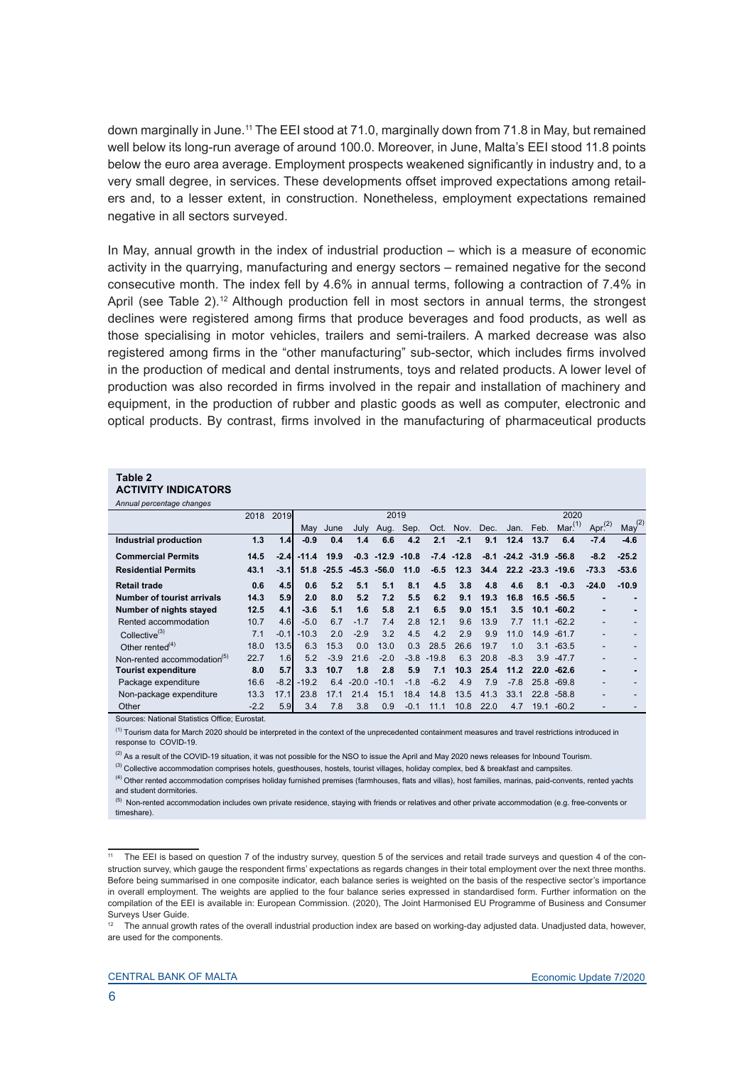down marginally in June.[11] The EEI stood at 71.0, marginally down from 71.8 in May, but remained well below its long-run average of around 100.0. Moreover, in June, Malta's EEI stood 11.8 points below the euro area average. Employment prospects weakened significantly in industry and, to a very small degree, in services. These developments offset improved expectations among retailers and, to a lesser extent, in construction. Nonetheless, employment expectations remained negative in all sectors surveyed.

In May, annual growth in the index of industrial production – which is a measure of economic activity in the quarrying, manufacturing and energy sectors – remained negative for the second consecutive month. The index fell by 4.6% in annual terms, following a contraction of 7.4% in April (see Table 2).[12] Although production fell in most sectors in annual terms, the strongest declines were registered among firms that produce beverages and food products, as well as those specialising in motor vehicles, trailers and semi-trailers. A marked decrease was also registered among firms in the "other manufacturing" sub-sector, which includes firms involved in the production of medical and dental instruments, toys and related products. A lower level of production was also recorded in firms involved in the repair and installation of machinery and equipment, in the production of rubber and plastic goods as well as computer, electronic and optical products. By contrast, firms involved in the manufacturing of pharmaceutical products

**Table 2**
**ACTIVITY INDICATORS**
*Annual percentage changes*

| | 2018 | 2019 | 2019 | | | | | | | | 2020 | | | | |
|---|---|---|---|---|---|---|---|---|---|---|---|---|---|---|---|
| | | | May | June | July | Aug. | Sep. | Oct. | Nov. | Dec. | Jan. | Feb. | Mar.[1] | Apr.[2] | May[2] |
| **Industrial production** | **1.3** | **1.4** | **-0.9** | **0.4** | **1.4** | **6.6** | **4.2** | **2.1** | **-2.1** | **9.1** | **12.4** | **13.7** | **6.4** | **-7.4** | **-4.6** |
| **Commercial Permits** | **14.5** | **-2.4** | **-11.4** | **19.9** | **-0.3** | **-12.9** | **-10.8** | **-7.4** | **-12.8** | **-8.1** | **-24.2** | **-31.9** | **-56.8** | **-8.2** | **-25.2** |
| **Residential Permits** | **43.1** | **-3.1** | **51.8** | **-25.5** | **-45.3** | **-56.0** | **11.0** | **-6.5** | **12.3** | **34.4** | **22.2** | **-23.3** | **-19.6** | **-73.3** | **-53.6** |
| **Retail trade** | **0.6** | **4.5** | **0.6** | **5.2** | **5.1** | **5.1** | **8.1** | **4.5** | **3.8** | **4.8** | **4.6** | **8.1** | **-0.3** | **-24.0** | **-10.9** |
| **Number of tourist arrivals** | **14.3** | **5.9** | **2.0** | **8.0** | **5.2** | **7.2** | **5.5** | **6.2** | **9.1** | **19.3** | **16.8** | **16.5** | **-56.5** | **-** | **-** |
| **Number of nights stayed** | **12.5** | **4.1** | **-3.6** | **5.1** | **1.6** | **5.8** | **2.1** | **6.5** | **9.0** | **15.1** | **3.5** | **10.1** | **-60.2** | **-** | **-** |
| Rented accommodation | 10.7 | 4.6 | -5.0 | 6.7 | -1.7 | 7.4 | 2.8 | 12.1 | 9.6 | 13.9 | 7.7 | 11.1 | -62.2 | - | - |
| Collective[3] | 7.1 | -0.1 | -10.3 | 2.0 | -2.9 | 3.2 | 4.5 | 4.2 | 2.9 | 9.9 | 11.0 | 14.9 | -61.7 | - | - |
| Other rented[4] | 18.0 | 13.5 | 6.3 | 15.3 | 0.0 | 13.0 | 0.3 | 28.5 | 26.6 | 19.7 | 1.0 | 3.1 | -63.5 | - | - |
| Non-rented accommodation[5] | 22.7 | 1.6 | 5.2 | -3.9 | 21.6 | -2.0 | -3.8 | -19.8 | 6.3 | 20.8 | -8.3 | 3.9 | -47.7 | - | - |
| **Tourist expenditure** | **8.0** | **5.7** | **3.3** | **10.7** | **1.8** | **2.8** | **5.9** | **7.1** | **10.3** | **25.4** | **11.2** | **22.0** | **-62.6** | **-** | **-** |
| Package expenditure | 16.6 | -8.2 | -19.2 | 6.4 | -20.0 | -10.1 | -1.8 | -6.2 | 4.9 | 7.9 | -7.8 | 25.8 | -69.8 | - | - |
| Non-package expenditure | 13.3 | 17.1 | 23.8 | 17.1 | 21.4 | 15.1 | 18.4 | 14.8 | 13.5 | 41.3 | 33.1 | 22.8 | -58.8 | - | - |
| Other | -2.2 | 5.9 | 3.4 | 7.8 | 3.8 | 0.9 | -0.1 | 11.1 | 10.8 | 22.0 | 4.7 | 19.1 | -60.2 | - | - |

Sources: National Statistics Office; Eurostat.

[1] Tourism data for March 2020 should be interpreted in the context of the unprecedented containment measures and travel restrictions introduced in response to COVID-19.

[2] As a result of the COVID-19 situation, it was not possible for the NSO to issue the April and May 2020 news releases for Inbound Tourism.

[3] Collective accommodation comprises hotels, guesthouses, hostels, tourist villages, holiday complex, bed & breakfast and campsites.

[4] Other rented accommodation comprises holiday furnished premises (farmhouses, flats and villas), host families, marinas, paid-convents, rented yachts and student dormitories.

[5] Non-rented accommodation includes own private residence, staying with friends or relatives and other private accommodation (e.g. free-convents or timeshare).

[11] The EEI is based on question 7 of the industry survey, question 5 of the services and retail trade surveys and question 4 of the construction survey, which gauge the respondent firms' expectations as regards changes in their total employment over the next three months. Before being summarised in one composite indicator, each balance series is weighted on the basis of the respective sector's importance in overall employment. The weights are applied to the four balance series expressed in standardised form. Further information on the compilation of the EEI is available in: European Commission. (2020), The Joint Harmonised EU Programme of Business and Consumer Surveys User Guide.

[12] The annual growth rates of the overall industrial production index are based on working-day adjusted data. Unadjusted data, however, are used for the components.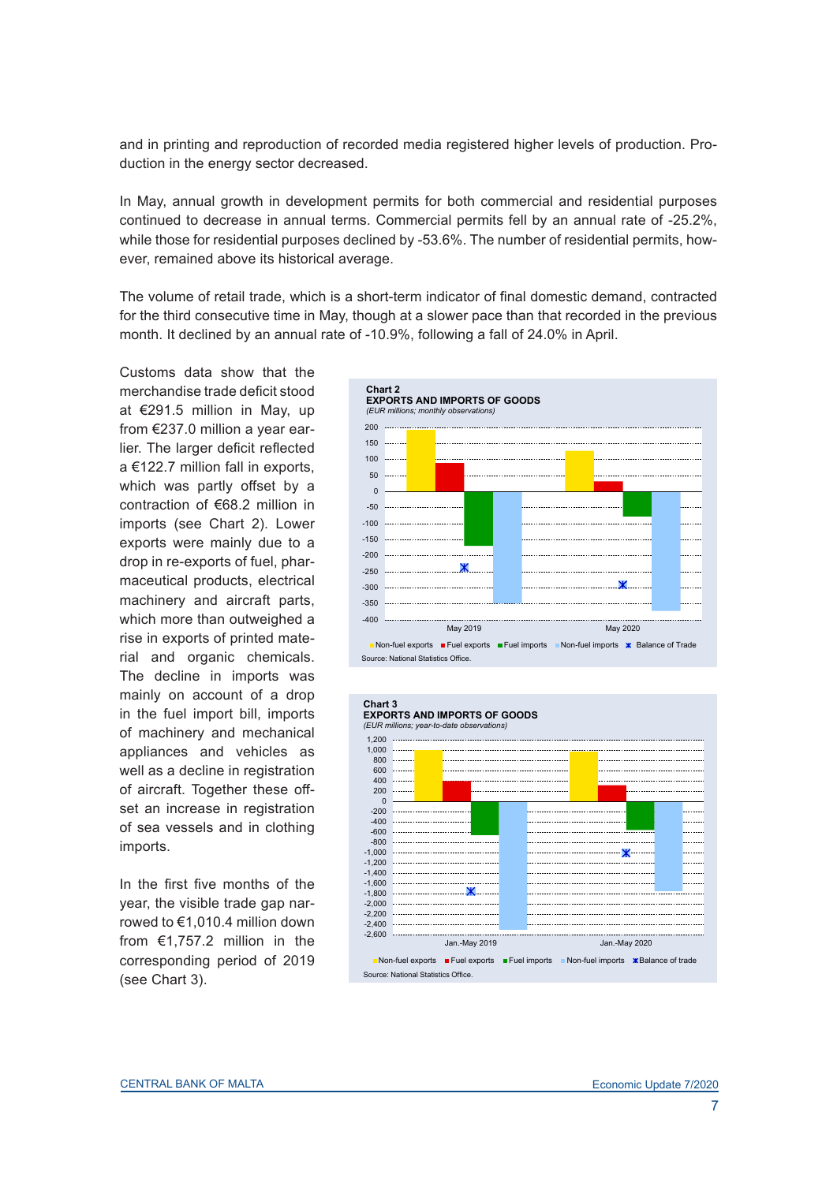and in printing and reproduction of recorded media registered higher levels of production. Production in the energy sector decreased.

In May, annual growth in development permits for both commercial and residential purposes continued to decrease in annual terms. Commercial permits fell by an annual rate of -25.2%, while those for residential purposes declined by -53.6%. The number of residential permits, however, remained above its historical average.

The volume of retail trade, which is a short-term indicator of final domestic demand, contracted for the third consecutive time in May, though at a slower pace than that recorded in the previous month. It declined by an annual rate of -10.9%, following a fall of 24.0% in April.

Customs data show that the merchandise trade deficit stood at €291.5 million in May, up from €237.0 million a year earlier. The larger deficit reflected a €122.7 million fall in exports, which was partly offset by a contraction of €68.2 million in imports (see Chart 2). Lower exports were mainly due to a drop in re-exports of fuel, pharmaceutical products, electrical machinery and aircraft parts, which more than outweighed a rise in exports of printed material and organic chemicals. The decline in imports was mainly on account of a drop in the fuel import bill, imports of machinery and mechanical appliances and vehicles as well as a decline in registration of aircraft. Together these offset an increase in registration of sea vessels and in clothing imports.

In the first five months of the year, the visible trade gap narrowed to €1,010.4 million down from €1,757.2 million in the corresponding period of 2019 (see Chart 3).

**Chart 2**
**EXPORTS AND IMPORTS OF GOODS**
*(EUR millions; monthly observations)*

Legend: Non-fuel exports, Fuel exports, Fuel imports, Non-fuel imports, Balance of Trade

Source: National Statistics Office.

**Chart 3**
**EXPORTS AND IMPORTS OF GOODS**
*(EUR millions; year-to-date observations)*

Legend: Non-fuel exports, Fuel exports, Fuel imports, Non-fuel imports, Balance of trade

Source: National Statistics Office.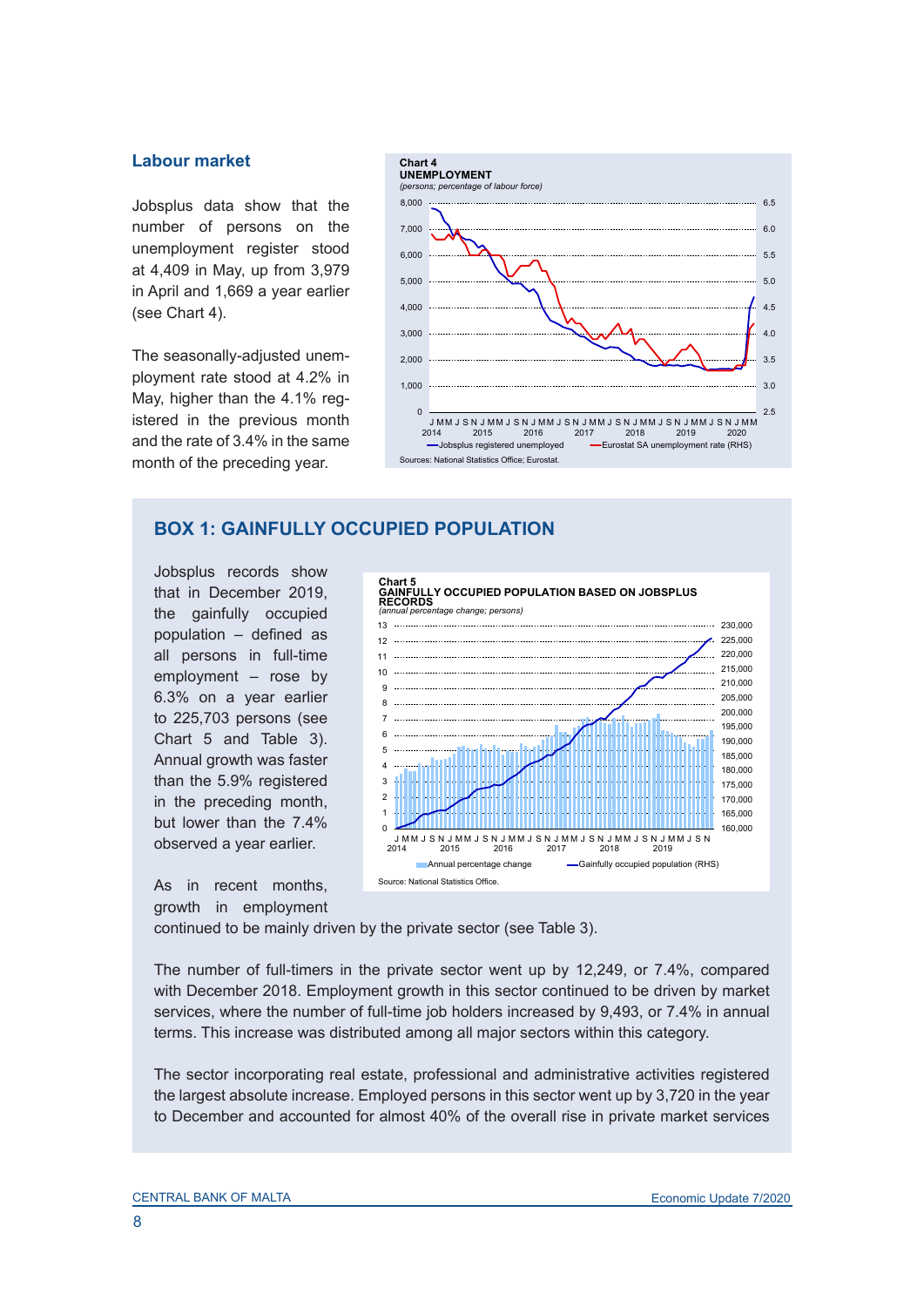## Labour market

Jobsplus data show that the number of persons on the unemployment register stood at 4,409 in May, up from 3,979 in April and 1,669 a year earlier (see Chart 4).

The seasonally-adjusted unemployment rate stood at 4.2% in May, higher than the 4.1% registered in the previous month and the rate of 3.4% in the same month of the preceding year.

**Chart 4**
**UNEMPLOYMENT**
*(persons; percentage of labour force)*

Sources: National Statistics Office; Eurostat.

## BOX 1: GAINFULLY OCCUPIED POPULATION

Jobsplus records show that in December 2019, the gainfully occupied population – defined as all persons in full-time employment – rose by 6.3% on a year earlier to 225,703 persons (see Chart 5 and Table 3). Annual growth was faster than the 5.9% registered in the preceding month, but lower than the 7.4% observed a year earlier.

**Chart 5**
**GAINFULLY OCCUPIED POPULATION BASED ON JOBSPLUS RECORDS**
*(annual percentage change; persons)*

Source: National Statistics Office.

As in recent months, growth in employment continued to be mainly driven by the private sector (see Table 3).

The number of full-timers in the private sector went up by 12,249, or 7.4%, compared with December 2018. Employment growth in this sector continued to be driven by market services, where the number of full-time job holders increased by 9,493, or 7.4% in annual terms. This increase was distributed among all major sectors within this category.

The sector incorporating real estate, professional and administrative activities registered the largest absolute increase. Employed persons in this sector went up by 3,720 in the year to December and accounted for almost 40% of the overall rise in private market services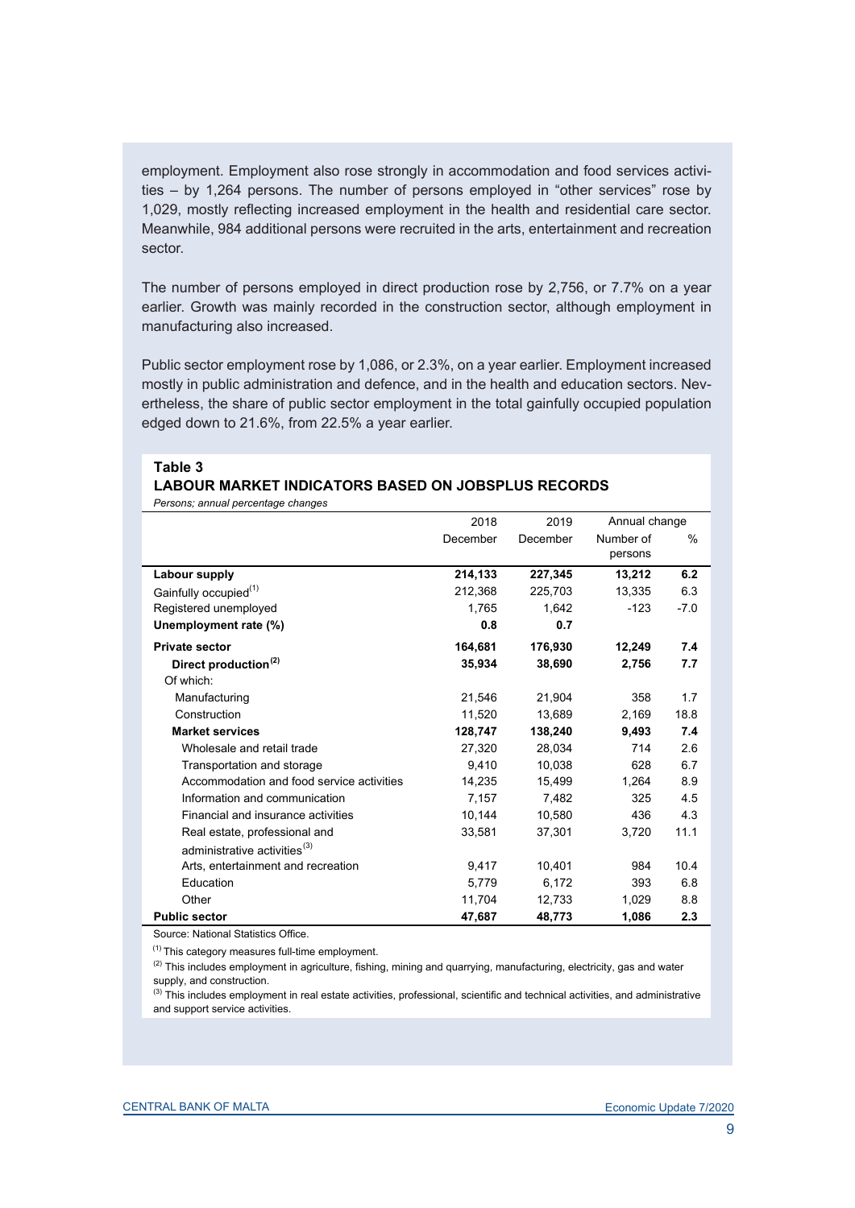employment. Employment also rose strongly in accommodation and food services activities – by 1,264 persons. The number of persons employed in "other services" rose by 1,029, mostly reflecting increased employment in the health and residential care sector. Meanwhile, 984 additional persons were recruited in the arts, entertainment and recreation sector.

The number of persons employed in direct production rose by 2,756, or 7.7% on a year earlier. Growth was mainly recorded in the construction sector, although employment in manufacturing also increased.

Public sector employment rose by 1,086, or 2.3%, on a year earlier. Employment increased mostly in public administration and defence, and in the health and education sectors. Nevertheless, the share of public sector employment in the total gainfully occupied population edged down to 21.6%, from 22.5% a year earlier.

**Table 3**
**LABOUR MARKET INDICATORS BASED ON JOBSPLUS RECORDS**
*Persons; annual percentage changes*

| | 2018 December | 2019 December | Annual change Number of persons | Annual change % |
|---|---|---|---|---|
| **Labour supply** | **214,133** | **227,345** | **13,212** | **6.2** |
| Gainfully occupied[1] | 212,368 | 225,703 | 13,335 | 6.3 |
| Registered unemployed | 1,765 | 1,642 | -123 | -7.0 |
| **Unemployment rate (%)** | **0.8** | **0.7** | | |
| **Private sector** | **164,681** | **176,930** | **12,249** | **7.4** |
| **Direct production[2]** | **35,934** | **38,690** | **2,756** | **7.7** |
| Of which: | | | | |
| Manufacturing | 21,546 | 21,904 | 358 | 1.7 |
| Construction | 11,520 | 13,689 | 2,169 | 18.8 |
| **Market services** | **128,747** | **138,240** | **9,493** | **7.4** |
| Wholesale and retail trade | 27,320 | 28,034 | 714 | 2.6 |
| Transportation and storage | 9,410 | 10,038 | 628 | 6.7 |
| Accommodation and food service activities | 14,235 | 15,499 | 1,264 | 8.9 |
| Information and communication | 7,157 | 7,482 | 325 | 4.5 |
| Financial and insurance activities | 10,144 | 10,580 | 436 | 4.3 |
| Real estate, professional and administrative activities[3] | 33,581 | 37,301 | 3,720 | 11.1 |
| Arts, entertainment and recreation | 9,417 | 10,401 | 984 | 10.4 |
| Education | 5,779 | 6,172 | 393 | 6.8 |
| Other | 11,704 | 12,733 | 1,029 | 8.8 |
| **Public sector** | **47,687** | **48,773** | **1,086** | **2.3** |

Source: National Statistics Office.

[1] This category measures full-time employment.

[2] This includes employment in agriculture, fishing, mining and quarrying, manufacturing, electricity, gas and water supply, and construction.

[3] This includes employment in real estate activities, professional, scientific and technical activities, and administrative and support service activities.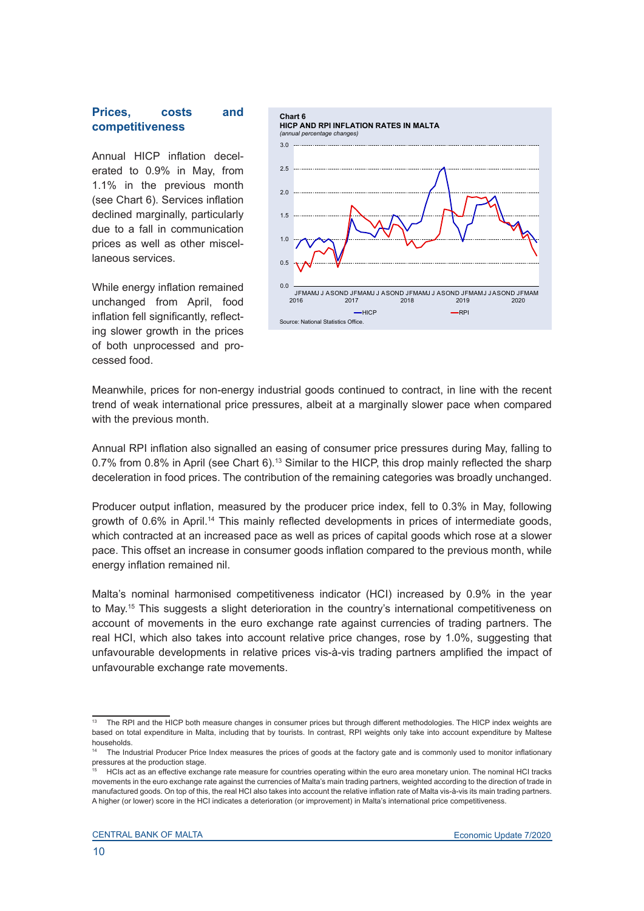## Prices, costs and competitiveness

Annual HICP inflation decelerated to 0.9% in May, from 1.1% in the previous month (see Chart 6). Services inflation declined marginally, particularly due to a fall in communication prices as well as other miscellaneous services.

While energy inflation remained unchanged from April, food inflation fell significantly, reflecting slower growth in the prices of both unprocessed and processed food.

**Chart 6**
**HICP AND RPI INFLATION RATES IN MALTA**
*(annual percentage changes)*

Source: National Statistics Office.

Meanwhile, prices for non-energy industrial goods continued to contract, in line with the recent trend of weak international price pressures, albeit at a marginally slower pace when compared with the previous month.

Annual RPI inflation also signalled an easing of consumer price pressures during May, falling to 0.7% from 0.8% in April (see Chart 6).[13] Similar to the HICP, this drop mainly reflected the sharp deceleration in food prices. The contribution of the remaining categories was broadly unchanged.

Producer output inflation, measured by the producer price index, fell to 0.3% in May, following growth of 0.6% in April.[14] This mainly reflected developments in prices of intermediate goods, which contracted at an increased pace as well as prices of capital goods which rose at a slower pace. This offset an increase in consumer goods inflation compared to the previous month, while energy inflation remained nil.

Malta's nominal harmonised competitiveness indicator (HCI) increased by 0.9% in the year to May.[15] This suggests a slight deterioration in the country's international competitiveness on account of movements in the euro exchange rate against currencies of trading partners. The real HCI, which also takes into account relative price changes, rose by 1.0%, suggesting that unfavourable developments in relative prices vis-à-vis trading partners amplified the impact of unfavourable exchange rate movements.

---

[13] The RPI and the HICP both measure changes in consumer prices but through different methodologies. The HICP index weights are based on total expenditure in Malta, including that by tourists. In contrast, RPI weights only take into account expenditure by Maltese households.

[14] The Industrial Producer Price Index measures the prices of goods at the factory gate and is commonly used to monitor inflationary pressures at the production stage.

[15] HCIs act as an effective exchange rate measure for countries operating within the euro area monetary union. The nominal HCI tracks movements in the euro exchange rate against the currencies of Malta's main trading partners, weighted according to the direction of trade in manufactured goods. On top of this, the real HCI also takes into account the relative inflation rate of Malta vis-à-vis its main trading partners. A higher (or lower) score in the HCI indicates a deterioration (or improvement) in Malta's international price competitiveness.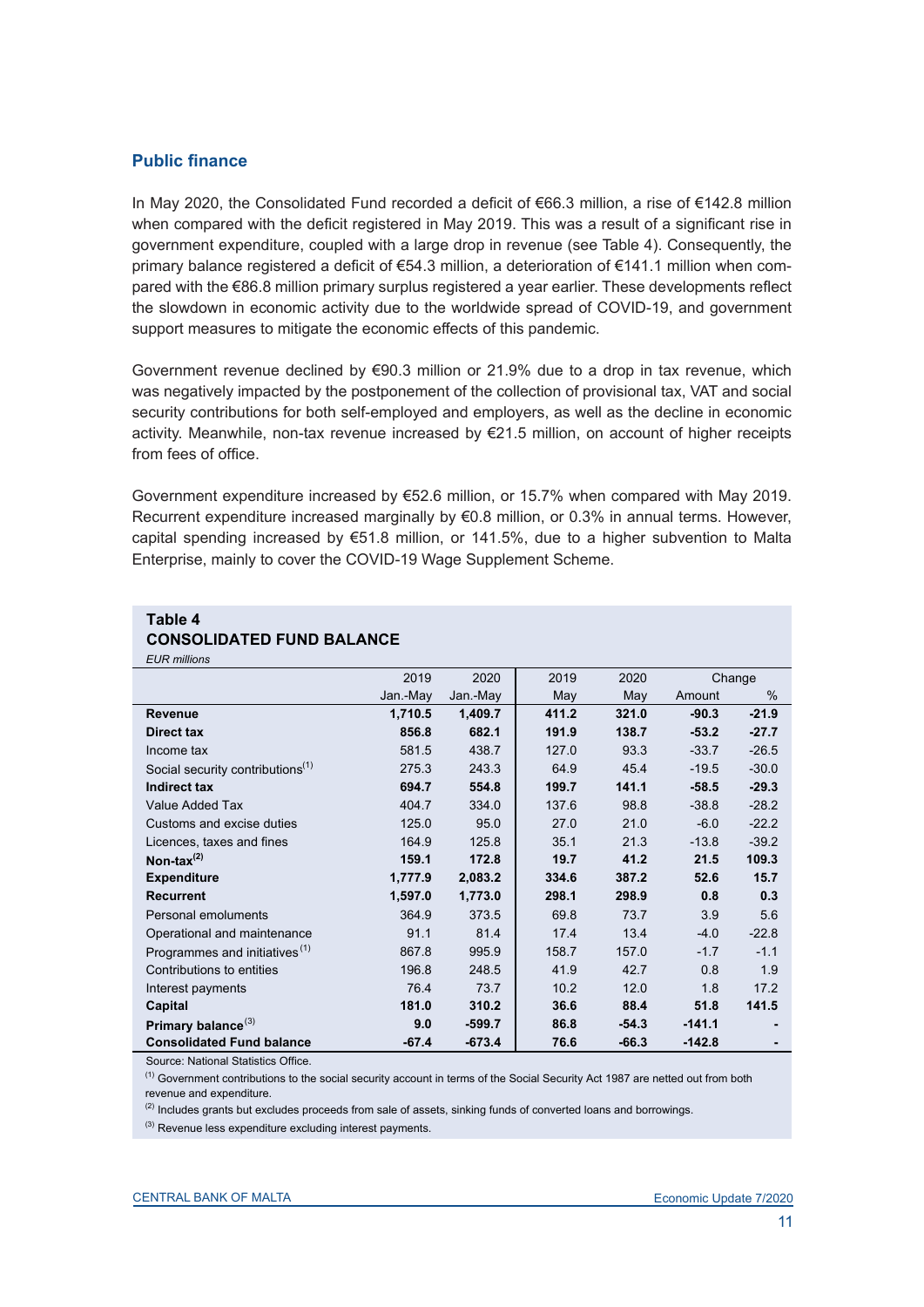## Public finance

In May 2020, the Consolidated Fund recorded a deficit of €66.3 million, a rise of €142.8 million when compared with the deficit registered in May 2019. This was a result of a significant rise in government expenditure, coupled with a large drop in revenue (see Table 4). Consequently, the primary balance registered a deficit of €54.3 million, a deterioration of €141.1 million when compared with the €86.8 million primary surplus registered a year earlier. These developments reflect the slowdown in economic activity due to the worldwide spread of COVID-19, and government support measures to mitigate the economic effects of this pandemic.

Government revenue declined by €90.3 million or 21.9% due to a drop in tax revenue, which was negatively impacted by the postponement of the collection of provisional tax, VAT and social security contributions for both self-employed and employers, as well as the decline in economic activity. Meanwhile, non-tax revenue increased by €21.5 million, on account of higher receipts from fees of office.

Government expenditure increased by €52.6 million, or 15.7% when compared with May 2019. Recurrent expenditure increased marginally by €0.8 million, or 0.3% in annual terms. However, capital spending increased by €51.8 million, or 141.5%, due to a higher subvention to Malta Enterprise, mainly to cover the COVID-19 Wage Supplement Scheme.

**Table 4**
**CONSOLIDATED FUND BALANCE**
*EUR millions*

| | 2019 Jan.-May | 2020 Jan.-May | 2019 May | 2020 May | Change Amount | Change % |
|---|---|---|---|---|---|---|
| **Revenue** | **1,710.5** | **1,409.7** | **411.2** | **321.0** | **-90.3** | **-21.9** |
| **Direct tax** | **856.8** | **682.1** | **191.9** | **138.7** | **-53.2** | **-27.7** |
| Income tax | 581.5 | 438.7 | 127.0 | 93.3 | -33.7 | -26.5 |
| Social security contributions[1] | 275.3 | 243.3 | 64.9 | 45.4 | -19.5 | -30.0 |
| **Indirect tax** | **694.7** | **554.8** | **199.7** | **141.1** | **-58.5** | **-29.3** |
| Value Added Tax | 404.7 | 334.0 | 137.6 | 98.8 | -38.8 | -28.2 |
| Customs and excise duties | 125.0 | 95.0 | 27.0 | 21.0 | -6.0 | -22.2 |
| Licences, taxes and fines | 164.9 | 125.8 | 35.1 | 21.3 | -13.8 | -39.2 |
| **Non-tax[2]** | **159.1** | **172.8** | **19.7** | **41.2** | **21.5** | **109.3** |
| **Expenditure** | **1,777.9** | **2,083.2** | **334.6** | **387.2** | **52.6** | **15.7** |
| **Recurrent** | **1,597.0** | **1,773.0** | **298.1** | **298.9** | **0.8** | **0.3** |
| Personal emoluments | 364.9 | 373.5 | 69.8 | 73.7 | 3.9 | 5.6 |
| Operational and maintenance | 91.1 | 81.4 | 17.4 | 13.4 | -4.0 | -22.8 |
| Programmes and initiatives[1] | 867.8 | 995.9 | 158.7 | 157.0 | -1.7 | -1.1 |
| Contributions to entities | 196.8 | 248.5 | 41.9 | 42.7 | 0.8 | 1.9 |
| Interest payments | 76.4 | 73.7 | 10.2 | 12.0 | 1.8 | 17.2 |
| **Capital** | **181.0** | **310.2** | **36.6** | **88.4** | **51.8** | **141.5** |
| **Primary balance[3]** | **9.0** | **-599.7** | **86.8** | **-54.3** | **-141.1** | **-** |
| **Consolidated Fund balance** | **-67.4** | **-673.4** | **76.6** | **-66.3** | **-142.8** | **-** |

Source: National Statistics Office.

[1] Government contributions to the social security account in terms of the Social Security Act 1987 are netted out from both revenue and expenditure.

[2] Includes grants but excludes proceeds from sale of assets, sinking funds of converted loans and borrowings.

[3] Revenue less expenditure excluding interest payments.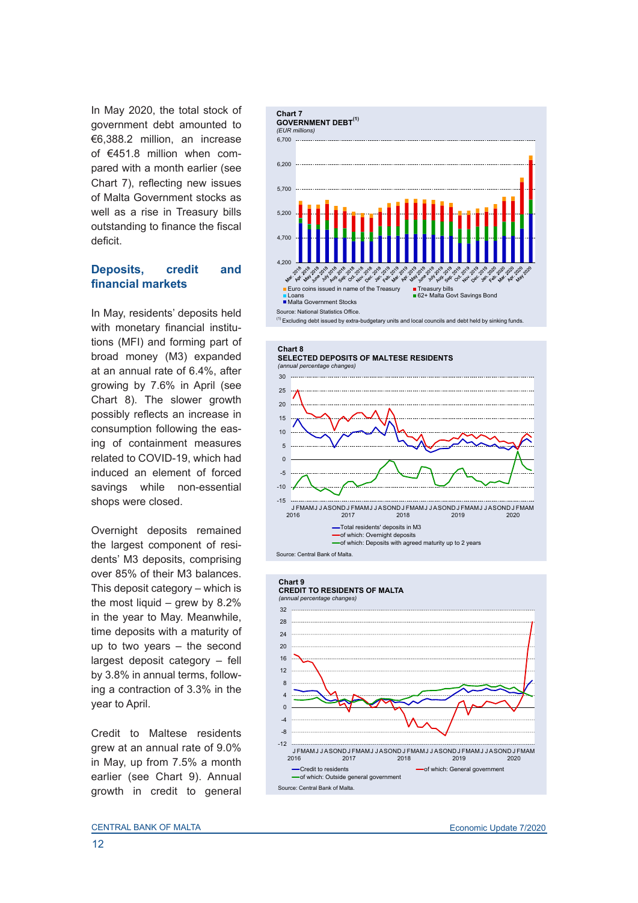In May 2020, the total stock of government debt amounted to €6,388.2 million, an increase of €451.8 million when compared with a month earlier (see Chart 7), reflecting new issues of Malta Government stocks as well as a rise in Treasury bills outstanding to finance the fiscal deficit.

## Deposits, credit and financial markets

In May, residents' deposits held with monetary financial institutions (MFI) and forming part of broad money (M3) expanded at an annual rate of 6.4%, after growing by 7.6% in April (see Chart 8). The slower growth possibly reflects an increase in consumption following the easing of containment measures related to COVID-19, which had induced an element of forced savings while non-essential shops were closed.

Overnight deposits remained the largest component of residents' M3 deposits, comprising over 85% of their M3 balances. This deposit category – which is the most liquid – grew by 8.2% in the year to May. Meanwhile, time deposits with a maturity of up to two years – the second largest deposit category – fell by 3.8% in annual terms, following a contraction of 3.3% in the year to April.

Credit to Maltese residents grew at an annual rate of 9.0% in May, up from 7.5% a month earlier (see Chart 9). Annual growth in credit to general

**Chart 7**
**GOVERNMENT DEBT**[(1)]
*(EUR millions)*

Euro coins issued in name of the Treasury; Treasury bills; Loans; 62+ Malta Govt Savings Bond; Malta Government Stocks

Source: National Statistics Office.
[(1)] Excluding debt issued by extra-budgetary units and local councils and debt held by sinking funds.

**Chart 8**
**SELECTED DEPOSITS OF MALTESE RESIDENTS**
*(annual percentage changes)*

Total residents' deposits in M3; of which: Overnight deposits; of which: Deposits with agreed maturity up to 2 years

Source: Central Bank of Malta.

**Chart 9**
**CREDIT TO RESIDENTS OF MALTA**
*(annual percentage changes)*

Credit to residents; of which: General government; of which: Outside general government

Source: Central Bank of Malta.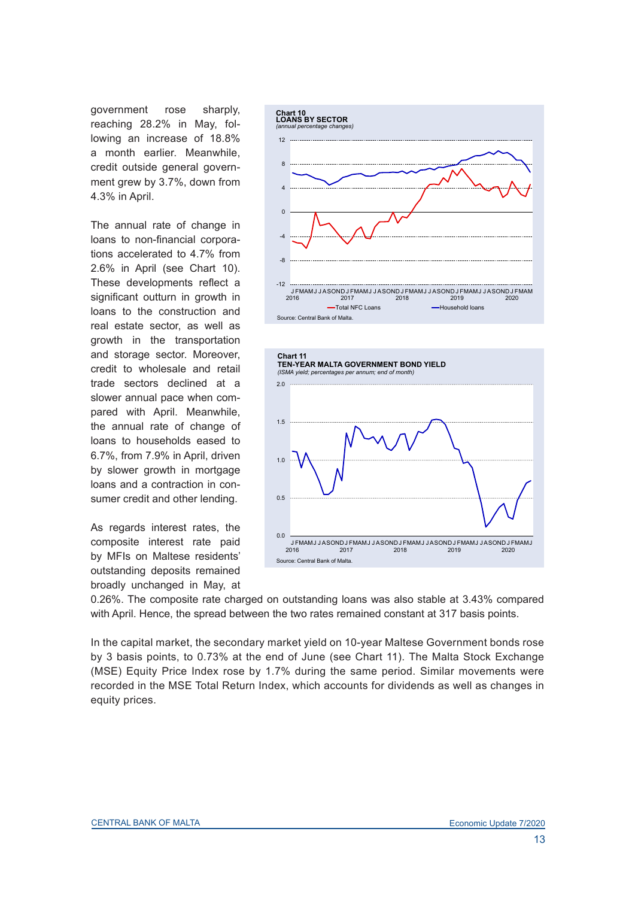government rose sharply, reaching 28.2% in May, following an increase of 18.8% a month earlier. Meanwhile, credit outside general government grew by 3.7%, down from 4.3% in April.

The annual rate of change in loans to non-financial corporations accelerated to 4.7% from 2.6% in April (see Chart 10). These developments reflect a significant outturn in growth in loans to the construction and real estate sector, as well as growth in the transportation and storage sector. Moreover, credit to wholesale and retail trade sectors declined at a slower annual pace when compared with April. Meanwhile, the annual rate of change of loans to households eased to 6.7%, from 7.9% in April, driven by slower growth in mortgage loans and a contraction in consumer credit and other lending.

As regards interest rates, the composite interest rate paid by MFIs on Maltese residents' outstanding deposits remained broadly unchanged in May, at 0.26%. The composite rate charged on outstanding loans was also stable at 3.43% compared with April. Hence, the spread between the two rates remained constant at 317 basis points.

**Chart 10**
**LOANS BY SECTOR**
*(annual percentage changes)*

Source: Central Bank of Malta.

**Chart 11**
**TEN-YEAR MALTA GOVERNMENT BOND YIELD**
*(ISMA yield; percentages per annum; end of month)*

Source: Central Bank of Malta.

In the capital market, the secondary market yield on 10-year Maltese Government bonds rose by 3 basis points, to 0.73% at the end of June (see Chart 11). The Malta Stock Exchange (MSE) Equity Price Index rose by 1.7% during the same period. Similar movements were recorded in the MSE Total Return Index, which accounts for dividends as well as changes in equity prices.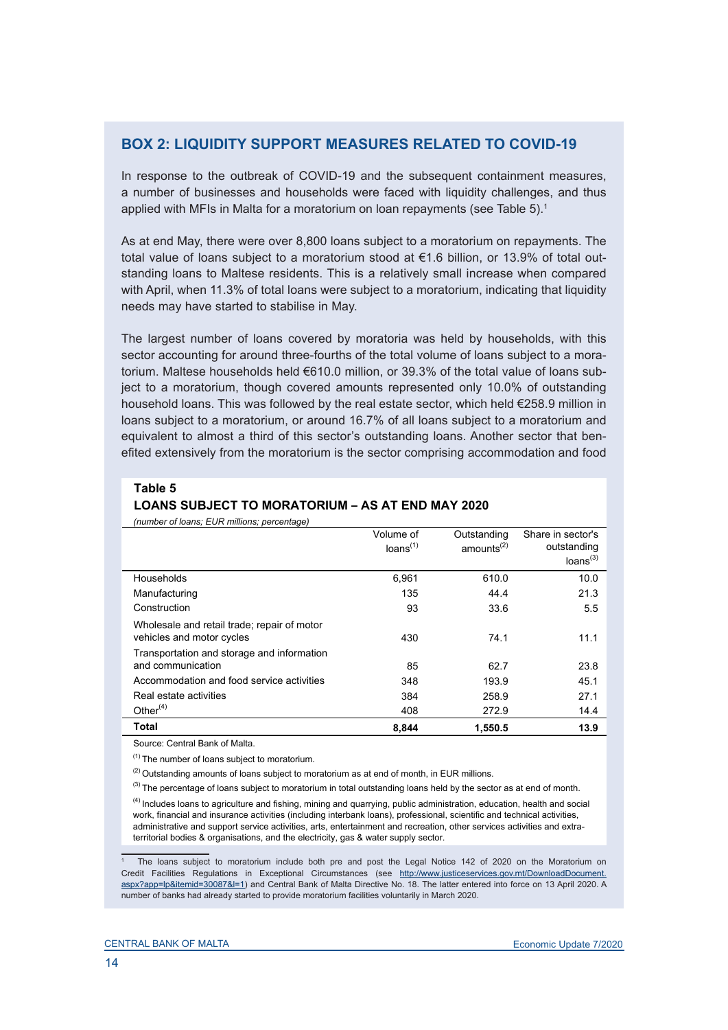## BOX 2: LIQUIDITY SUPPORT MEASURES RELATED TO COVID-19

In response to the outbreak of COVID-19 and the subsequent containment measures, a number of businesses and households were faced with liquidity challenges, and thus applied with MFIs in Malta for a moratorium on loan repayments (see Table 5).[1]

As at end May, there were over 8,800 loans subject to a moratorium on repayments. The total value of loans subject to a moratorium stood at €1.6 billion, or 13.9% of total outstanding loans to Maltese residents. This is a relatively small increase when compared with April, when 11.3% of total loans were subject to a moratorium, indicating that liquidity needs may have started to stabilise in May.

The largest number of loans covered by moratoria was held by households, with this sector accounting for around three-fourths of the total volume of loans subject to a moratorium. Maltese households held €610.0 million, or 39.3% of the total value of loans subject to a moratorium, though covered amounts represented only 10.0% of outstanding household loans. This was followed by the real estate sector, which held €258.9 million in loans subject to a moratorium, or around 16.7% of all loans subject to a moratorium and equivalent to almost a third of this sector's outstanding loans. Another sector that benefited extensively from the moratorium is the sector comprising accommodation and food

**Table 5**
**LOANS SUBJECT TO MORATORIUM – AS AT END MAY 2020**
*(number of loans; EUR millions; percentage)*

| | Volume of loans(1) | Outstanding amounts(2) | Share in sector's outstanding loans(3) |
|---|---|---|---|
| Households | 6,961 | 610.0 | 10.0 |
| Manufacturing | 135 | 44.4 | 21.3 |
| Construction | 93 | 33.6 | 5.5 |
| Wholesale and retail trade; repair of motor vehicles and motor cycles | 430 | 74.1 | 11.1 |
| Transportation and storage and information and communication | 85 | 62.7 | 23.8 |
| Accommodation and food service activities | 348 | 193.9 | 45.1 |
| Real estate activities | 384 | 258.9 | 27.1 |
| Other(4) | 408 | 272.9 | 14.4 |
| **Total** | **8,844** | **1,550.5** | **13.9** |

Source: Central Bank of Malta.

(1) The number of loans subject to moratorium.

(2) Outstanding amounts of loans subject to moratorium as at end of month, in EUR millions.

(3) The percentage of loans subject to moratorium in total outstanding loans held by the sector as at end of month.

(4) Includes loans to agriculture and fishing, mining and quarrying, public administration, education, health and social work, financial and insurance activities (including interbank loans), professional, scientific and technical activities, administrative and support service activities, arts, entertainment and recreation, other services activities and extra-territorial bodies & organisations, and the electricity, gas & water supply sector.

[1] The loans subject to moratorium include both pre and post the Legal Notice 142 of 2020 on the Moratorium on Credit Facilities Regulations in Exceptional Circumstances (see http://www.justiceservices.gov.mt/DownloadDocument.aspx?app=lp&itemid=30087&l=1) and Central Bank of Malta Directive No. 18. The latter entered into force on 13 April 2020. A number of banks had already started to provide moratorium facilities voluntarily in March 2020.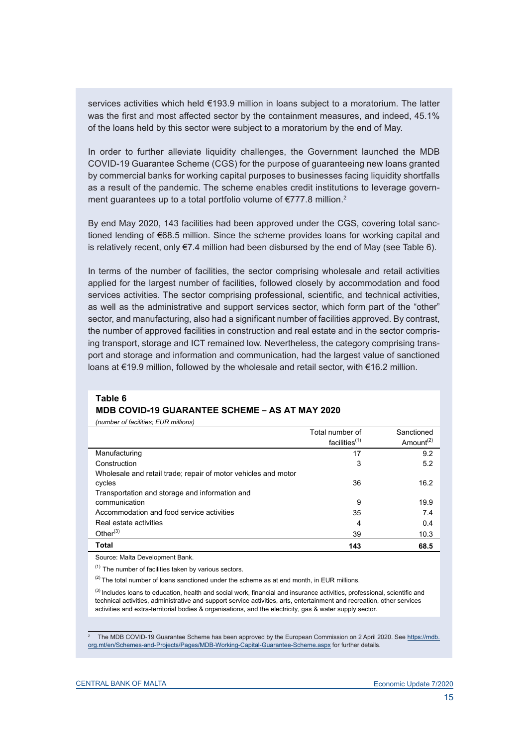services activities which held €193.9 million in loans subject to a moratorium. The latter was the first and most affected sector by the containment measures, and indeed, 45.1% of the loans held by this sector were subject to a moratorium by the end of May.

In order to further alleviate liquidity challenges, the Government launched the MDB COVID-19 Guarantee Scheme (CGS) for the purpose of guaranteeing new loans granted by commercial banks for working capital purposes to businesses facing liquidity shortfalls as a result of the pandemic. The scheme enables credit institutions to leverage government guarantees up to a total portfolio volume of €777.8 million.[2]

By end May 2020, 143 facilities had been approved under the CGS, covering total sanctioned lending of €68.5 million. Since the scheme provides loans for working capital and is relatively recent, only €7.4 million had been disbursed by the end of May (see Table 6).

In terms of the number of facilities, the sector comprising wholesale and retail activities applied for the largest number of facilities, followed closely by accommodation and food services activities. The sector comprising professional, scientific, and technical activities, as well as the administrative and support services sector, which form part of the "other" sector, and manufacturing, also had a significant number of facilities approved. By contrast, the number of approved facilities in construction and real estate and in the sector comprising transport, storage and ICT remained low. Nevertheless, the category comprising transport and storage and information and communication, had the largest value of sanctioned loans at €19.9 million, followed by the wholesale and retail sector, with €16.2 million.

**Table 6**
**MDB COVID-19 GUARANTEE SCHEME – AS AT MAY 2020**
*(number of facilities; EUR millions)*

| | Total number of facilities[(1)] | Sanctioned Amount[(2)] |
|---|---|---|
| Manufacturing | 17 | 9.2 |
| Construction | 3 | 5.2 |
| Wholesale and retail trade; repair of motor vehicles and motor cycles | 36 | 16.2 |
| Transportation and storage and information and communication | 9 | 19.9 |
| Accommodation and food service activities | 35 | 7.4 |
| Real estate activities | 4 | 0.4 |
| Other[(3)] | 39 | 10.3 |
| **Total** | **143** | **68.5** |

Source: Malta Development Bank.

[(1)] The number of facilities taken by various sectors.

[(2)] The total number of loans sanctioned under the scheme as at end month, in EUR millions.

[(3)] Includes loans to education, health and social work, financial and insurance activities, professional, scientific and technical activities, administrative and support service activities, arts, entertainment and recreation, other services activities and extra-territorial bodies & organisations, and the electricity, gas & water supply sector.

[2] The MDB COVID-19 Guarantee Scheme has been approved by the European Commission on 2 April 2020. See https://mdb.org.mt/en/Schemes-and-Projects/Pages/MDB-Working-Capital-Guarantee-Scheme.aspx for further details.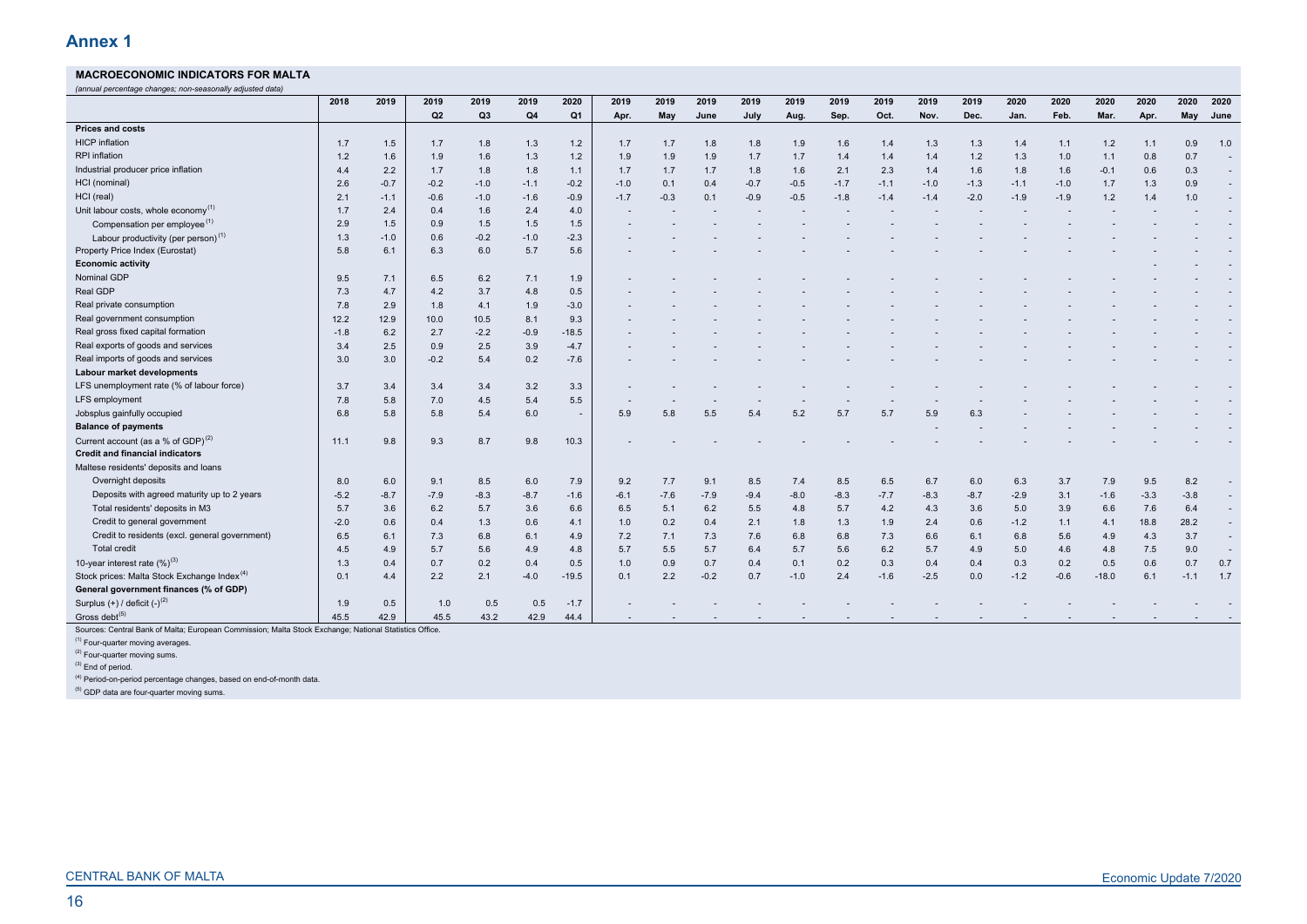## Annex 1

**MACROECONOMIC INDICATORS FOR MALTA**

*(annual percentage changes; non-seasonally adjusted data)*

| | 2018 | 2019 | 2019 Q2 | 2019 Q3 | 2019 Q4 | 2020 Q1 | 2019 Apr. | 2019 May | 2019 June | 2019 July | 2019 Aug. | 2019 Sep. | 2019 Oct. | 2019 Nov. | 2019 Dec. | 2020 Jan. | 2020 Feb. | 2020 Mar. | 2020 Apr. | 2020 May | 2020 June |
|---|---|---|---|---|---|---|---|---|---|---|---|---|---|---|---|---|---|---|---|---|---|
| **Prices and costs** | | | | | | | | | | | | | | | | | | | | | |
| HICP inflation | 1.7 | 1.5 | 1.7 | 1.8 | 1.3 | 1.2 | 1.7 | 1.7 | 1.8 | 1.8 | 1.9 | 1.6 | 1.4 | 1.3 | 1.3 | 1.4 | 1.1 | 1.2 | 1.1 | 0.9 | 1.0 |
| RPI inflation | 1.2 | 1.6 | 1.9 | 1.6 | 1.3 | 1.2 | 1.9 | 1.9 | 1.9 | 1.7 | 1.7 | 1.4 | 1.4 | 1.4 | 1.2 | 1.3 | 1.0 | 1.1 | 0.8 | 0.7 | - |
| Industrial producer price inflation | 4.4 | 2.2 | 1.7 | 1.8 | 1.8 | 1.1 | 1.7 | 1.7 | 1.7 | 1.8 | 1.6 | 2.1 | 2.3 | 1.4 | 1.6 | 1.8 | 1.6 | -0.1 | 0.6 | 0.3 | - |
| HCI (nominal) | 2.6 | -0.7 | -0.2 | -1.0 | -1.1 | -0.2 | -1.0 | 0.1 | 0.4 | -0.7 | -0.5 | -1.7 | -1.1 | -1.0 | -1.3 | -1.1 | -1.0 | 1.7 | 1.3 | 0.9 | - |
| HCI (real) | 2.1 | -1.1 | -0.6 | -1.0 | -1.6 | -0.9 | -1.7 | -0.3 | 0.1 | -0.9 | -0.5 | -1.8 | -1.4 | -1.4 | -2.0 | -1.9 | -1.9 | 1.2 | 1.4 | 1.0 | - |
| Unit labour costs, whole economy[1] | 1.7 | 2.4 | 0.4 | 1.6 | 2.4 | 4.0 | - | - | - | - | - | - | - | - | - | - | - | - | - | - | - |
| Compensation per employee[1] | 2.9 | 1.5 | 0.9 | 1.5 | 1.5 | 1.5 | - | - | - | - | - | - | - | - | - | - | - | - | - | - | - |
| Labour productivity (per person)[1] | 1.3 | -1.0 | 0.6 | -0.2 | -1.0 | -2.3 | - | - | - | - | - | - | - | - | - | - | - | - | - | - | - |
| Property Price Index (Eurostat) | 5.8 | 6.1 | 6.3 | 6.0 | 5.7 | 5.6 | - | - | - | - | - | - | - | - | - | - | - | - | - | - | - |
| **Economic activity** | | | | | | | | | | | | | | | | | | | - | - | - |
| Nominal GDP | 9.5 | 7.1 | 6.5 | 6.2 | 7.1 | 1.9 | - | - | - | - | - | - | - | - | - | - | - | - | - | - | - |
| Real GDP | 7.3 | 4.7 | 4.2 | 3.7 | 4.8 | 0.5 | - | - | - | - | - | - | - | - | - | - | - | - | - | - | - |
| Real private consumption | 7.8 | 2.9 | 1.8 | 4.1 | 1.9 | -3.0 | - | - | - | - | - | - | - | - | - | - | - | - | - | - | - |
| Real government consumption | 12.2 | 12.9 | 10.0 | 10.5 | 8.1 | 9.3 | - | - | - | - | - | - | - | - | - | - | - | - | - | - | - |
| Real gross fixed capital formation | -1.8 | 6.2 | 2.7 | -2.2 | -0.9 | -18.5 | - | - | - | - | - | - | - | - | - | - | - | - | - | - | - |
| Real exports of goods and services | 3.4 | 2.5 | 0.9 | 2.5 | 3.9 | -4.7 | - | - | - | - | - | - | - | - | - | - | - | - | - | - | - |
| Real imports of goods and services | 3.0 | 3.0 | -0.2 | 5.4 | 0.2 | -7.6 | - | - | - | - | - | - | - | - | - | - | - | - | - | - | - |
| **Labour market developments** | | | | | | | | | | | | | | | | | | | | | |
| LFS unemployment rate (% of labour force) | 3.7 | 3.4 | 3.4 | 3.4 | 3.2 | 3.3 | - | - | - | - | - | - | - | - | - | - | - | - | - | - | - |
| LFS employment | 7.8 | 5.8 | 7.0 | 4.5 | 5.4 | 5.5 | - | - | - | - | - | - | - | - | - | - | - | - | - | - | - |
| Jobsplus gainfully occupied | 6.8 | 5.8 | 5.8 | 5.4 | 6.0 | - | 5.9 | 5.8 | 5.5 | 5.4 | 5.2 | 5.7 | 5.7 | 5.9 | 6.3 | - | - | - | - | - | - |
| **Balance of payments** | | | | | | | | | | | | | | - | - | - | - | - | - | - | - |
| Current account (as a % of GDP)[2] | 11.1 | 9.8 | 9.3 | 8.7 | 9.8 | 10.3 | - | - | - | - | - | - | - | - | - | - | - | - | - | - | - |
| **Credit and financial indicators** | | | | | | | | | | | | | | | | | | | | | |
| Maltese residents' deposits and loans | | | | | | | | | | | | | | | | | | | | | |
| Overnight deposits | 8.0 | 6.0 | 9.1 | 8.5 | 6.0 | 7.9 | 9.2 | 7.7 | 9.1 | 8.5 | 7.4 | 8.5 | 6.5 | 6.7 | 6.0 | 6.3 | 3.7 | 7.9 | 9.5 | 8.2 | - |
| Deposits with agreed maturity up to 2 years | -5.2 | -8.7 | -7.9 | -8.3 | -8.7 | -1.6 | -6.1 | -7.6 | -7.9 | -9.4 | -8.0 | -8.3 | -7.7 | -8.3 | -8.7 | -2.9 | 3.1 | -1.6 | -3.3 | -3.8 | - |
| Total residents' deposits in M3 | 5.7 | 3.6 | 6.2 | 5.7 | 3.6 | 6.6 | 6.5 | 5.1 | 6.2 | 5.5 | 4.8 | 5.7 | 4.2 | 4.3 | 3.6 | 5.0 | 3.9 | 6.6 | 7.6 | 6.4 | - |
| Credit to general government | -2.0 | 0.6 | 0.4 | 1.3 | 0.6 | 4.1 | 1.0 | 0.2 | 0.4 | 2.1 | 1.8 | 1.3 | 1.9 | 2.4 | 0.6 | -1.2 | 1.1 | 4.1 | 18.8 | 28.2 | - |
| Credit to residents (excl. general government) | 6.5 | 6.1 | 7.3 | 6.8 | 6.1 | 4.9 | 7.2 | 7.1 | 7.3 | 7.6 | 6.8 | 6.8 | 7.3 | 6.6 | 6.1 | 6.8 | 5.6 | 4.9 | 4.3 | 3.7 | - |
| Total credit | 4.5 | 4.9 | 5.7 | 5.6 | 4.9 | 4.8 | 5.7 | 5.5 | 5.7 | 6.4 | 5.7 | 5.6 | 6.2 | 5.7 | 4.9 | 5.0 | 4.6 | 4.8 | 7.5 | 9.0 | - |
| 10-year interest rate (%)[3] | 1.3 | 0.4 | 0.7 | 0.2 | 0.4 | 0.5 | 1.0 | 0.9 | 0.7 | 0.4 | 0.1 | 0.2 | 0.3 | 0.4 | 0.4 | 0.3 | 0.2 | 0.5 | 0.6 | 0.7 | 0.7 |
| Stock prices: Malta Stock Exchange Index[4] | 0.1 | 4.4 | 2.2 | 2.1 | -4.0 | -19.5 | 0.1 | 2.2 | -0.2 | 0.7 | -1.0 | 2.4 | -1.6 | -2.5 | 0.0 | -1.2 | -0.6 | -18.0 | 6.1 | -1.1 | 1.7 |
| **General government finances (% of GDP)** | | | | | | | | | | | | | | | | | | | | | |
| Surplus (+) / deficit (-)[2] | 1.9 | 0.5 | 1.0 | 0.5 | 0.5 | -1.7 | - | - | - | - | - | - | - | - | - | - | - | - | - | - | - |
| Gross debt[5] | 45.5 | 42.9 | 45.5 | 43.2 | 42.9 | 44.4 | - | - | - | - | - | - | - | - | - | - | - | - | - | - | - |

Sources: Central Bank of Malta; European Commission; Malta Stock Exchange; National Statistics Office.

[1] Four-quarter moving averages.

[2] Four-quarter moving sums.

[3] End of period.

[4] Period-on-period percentage changes, based on end-of-month data.

[5] GDP data are four-quarter moving sums.